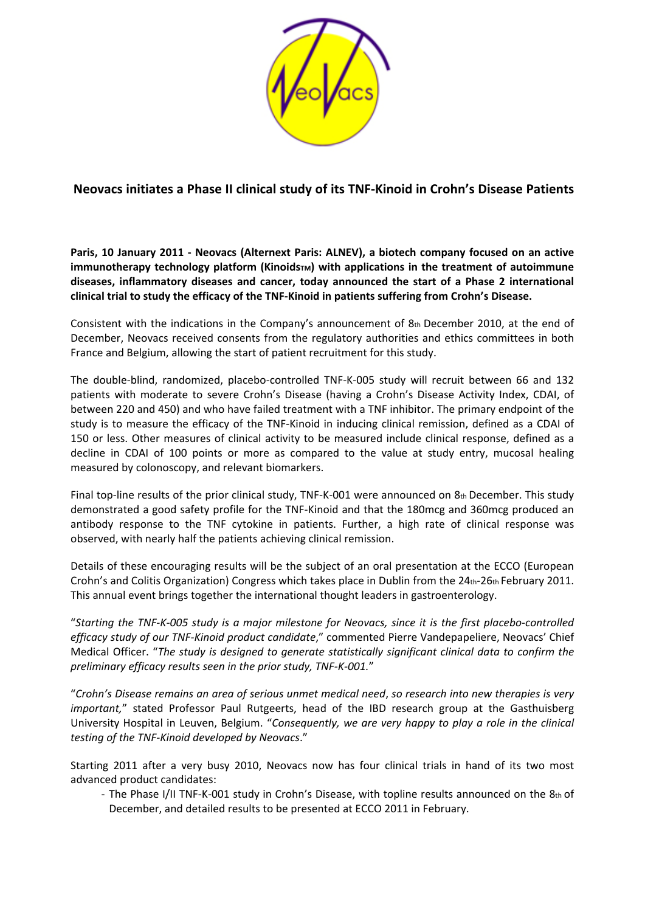# Neovacs initiates a Phase II clinical study of its TNF-Kinoid in Crohn's Disease Patients

**Paris, 10 January 2011 - Neovacs (Alternext Paris: ALNEV), a biotech company focused on an active immunotherapy technology platform (Kinoids™) with applications in the treatment of autoimmune diseases, inflammatory diseases and cancer, today announced the start of a Phase 2 international clinical trial to study the efficacy of the TNF-Kinoid in patients suffering from Crohn's Disease.**

Consistent with the indications in the Company's announcement of 8th December 2010, at the end of December, Neovacs received consents from the regulatory authorities and ethics committees in both France and Belgium, allowing the start of patient recruitment for this study.

The double-blind, randomized, placebo-controlled TNF-K-005 study will recruit between 66 and 132 patients with moderate to severe Crohn's Disease (having a Crohn's Disease Activity Index, CDAI, of between 220 and 450) and who have failed treatment with a TNF inhibitor. The primary endpoint of the study is to measure the efficacy of the TNF-Kinoid in inducing clinical remission, defined as a CDAI of 150 or less. Other measures of clinical activity to be measured include clinical response, defined as a decline in CDAI of 100 points or more as compared to the value at study entry, mucosal healing measured by colonoscopy, and relevant biomarkers.

Final top-line results of the prior clinical study, TNF-K-001 were announced on 8th December. This study demonstrated a good safety profile for the TNF-Kinoid and that the 180mcg and 360mcg produced an antibody response to the TNF cytokine in patients. Further, a high rate of clinical response was observed, with nearly half the patients achieving clinical remission.

Details of these encouraging results will be the subject of an oral presentation at the ECCO (European Crohn's and Colitis Organization) Congress which takes place in Dublin from the 24th-26th February 2011. This annual event brings together the international thought leaders in gastroenterology.

"*Starting the TNF-K-005 study is a major milestone for Neovacs, since it is the first placebo-controlled efficacy study of our TNF-Kinoid product candidate*," commented Pierre Vandepapeliere, Neovacs' Chief Medical Officer. "*The study is designed to generate statistically significant clinical data to confirm the preliminary efficacy results seen in the prior study, TNF-K-001.*"

"*Crohn's Disease remains an area of serious unmet medical need*, *so research into new therapies is very important,*" stated Professor Paul Rutgeerts, head of the IBD research group at the Gasthuisberg University Hospital in Leuven, Belgium. "*Consequently, we are very happy to play a role in the clinical testing of the TNF-Kinoid developed by Neovacs*."

Starting 2011 after a very busy 2010, Neovacs now has four clinical trials in hand of its two most advanced product candidates:

- The Phase I/II TNF-K-001 study in Crohn's Disease, with topline results announced on the 8th of December, and detailed results to be presented at ECCO 2011 in February.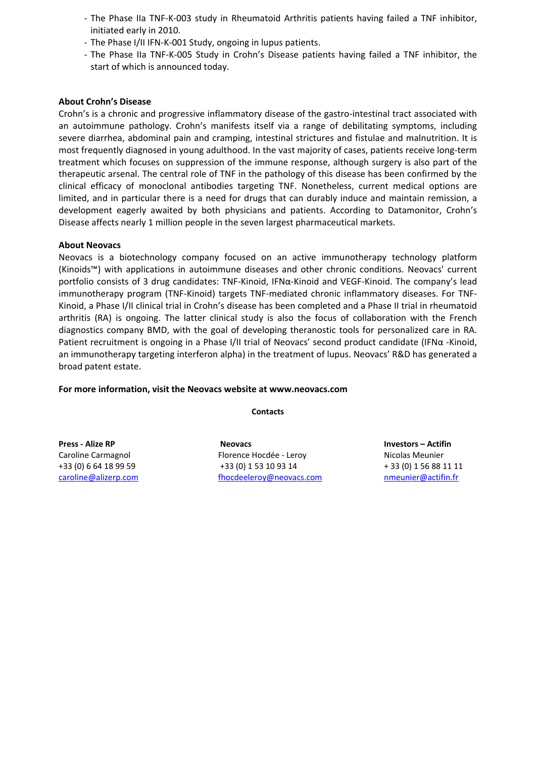- The Phase IIa TNF-K-003 study in Rheumatoid Arthritis patients having failed a TNF inhibitor, initiated early in 2010.
- The Phase I/II IFN-K-001 Study, ongoing in lupus patients.
- The Phase IIa TNF-K-005 Study in Crohn's Disease patients having failed a TNF inhibitor, the start of which is announced today.

**About Crohn's Disease**

Crohn's is a chronic and progressive inflammatory disease of the gastro-intestinal tract associated with an autoimmune pathology. Crohn's manifests itself via a range of debilitating symptoms, including severe diarrhea, abdominal pain and cramping, intestinal strictures and fistulae and malnutrition. It is most frequently diagnosed in young adulthood. In the vast majority of cases, patients receive long-term treatment which focuses on suppression of the immune response, although surgery is also part of the therapeutic arsenal. The central role of TNF in the pathology of this disease has been confirmed by the clinical efficacy of monoclonal antibodies targeting TNF. Nonetheless, current medical options are limited, and in particular there is a need for drugs that can durably induce and maintain remission, a development eagerly awaited by both physicians and patients. According to Datamonitor, Crohn's Disease affects nearly 1 million people in the seven largest pharmaceutical markets.

**About Neovacs**

Neovacs is a biotechnology company focused on an active immunotherapy technology platform (Kinoids™) with applications in autoimmune diseases and other chronic conditions. Neovacs' current portfolio consists of 3 drug candidates: TNF-Kinoid, IFNα-Kinoid and VEGF-Kinoid. The company's lead immunotherapy program (TNF-Kinoid) targets TNF-mediated chronic inflammatory diseases. For TNF-Kinoid, a Phase I/II clinical trial in Crohn's disease has been completed and a Phase II trial in rheumatoid arthritis (RA) is ongoing. The latter clinical study is also the focus of collaboration with the French diagnostics company BMD, with the goal of developing theranostic tools for personalized care in RA. Patient recruitment is ongoing in a Phase I/II trial of Neovacs' second product candidate (IFNα -Kinoid, an immunotherapy targeting interferon alpha) in the treatment of lupus. Neovacs' R&D has generated a broad patent estate.

**For more information, visit the Neovacs website at www.neovacs.com**

**Contacts**

**Press - Alize RP**
Caroline Carmagnol
+33 (0) 6 64 18 99 59
caroline@alizerp.com

**Neovacs**
Florence Hocdée - Leroy
+33 (0) 1 53 10 93 14
fhocdeeleroy@neovacs.com

**Investors – Actifin**
Nicolas Meunier
+ 33 (0) 1 56 88 11 11
nmeunier@actifin.fr